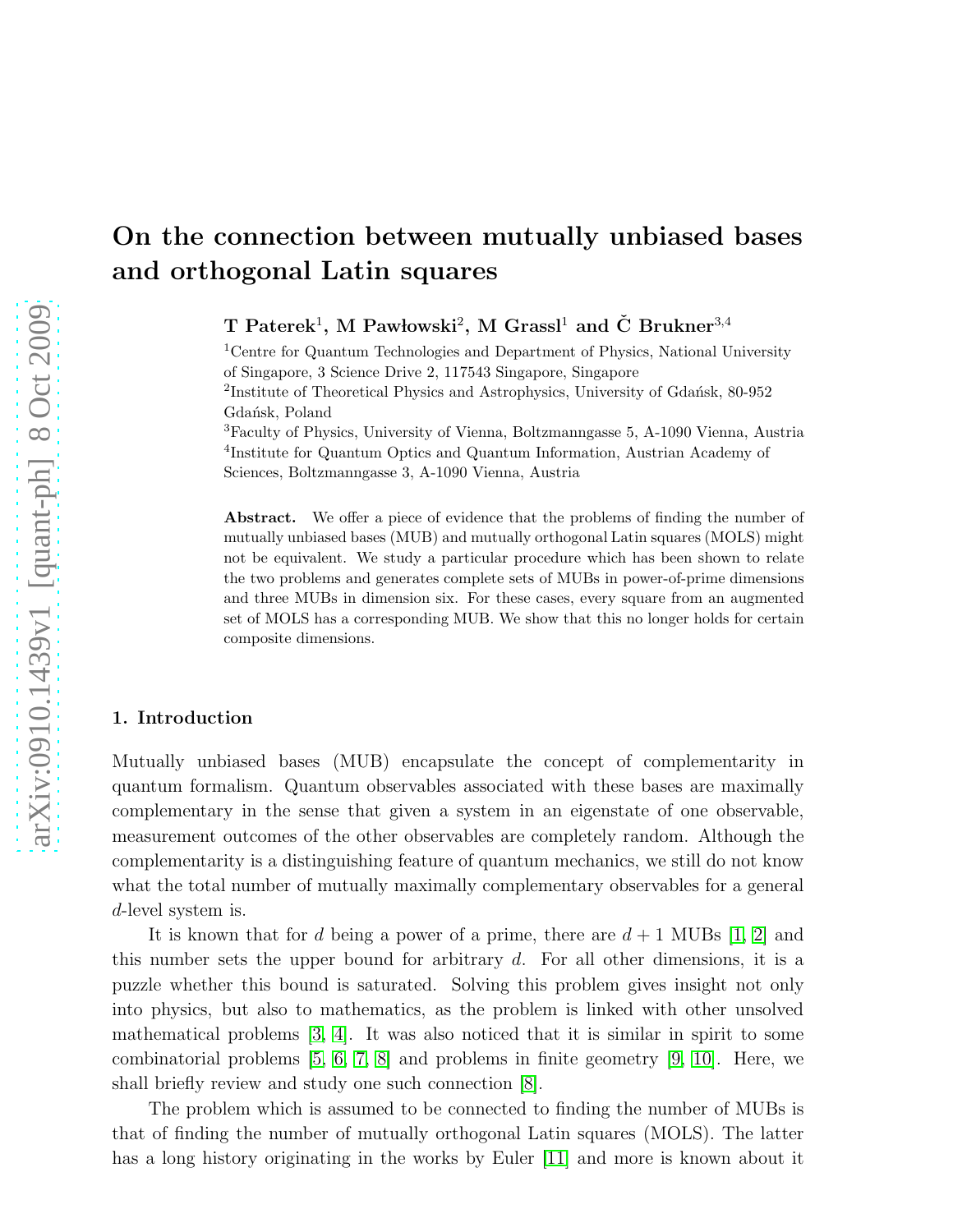# On the connection between mutually unbiased bases and orthogonal Latin squares

**T Paterek[1], M Pawłowski[2], M Grassl[1] and Č Brukner[3,4]**

[1]Centre for Quantum Technologies and Department of Physics, National University of Singapore, 3 Science Drive 2, 117543 Singapore, Singapore

[2]Institute of Theoretical Physics and Astrophysics, University of Gdańsk, 80-952 Gdańsk, Poland

[3]Faculty of Physics, University of Vienna, Boltzmanngasse 5, A-1090 Vienna, Austria

[4]Institute for Quantum Optics and Quantum Information, Austrian Academy of Sciences, Boltzmanngasse 3, A-1090 Vienna, Austria

**Abstract.** We offer a piece of evidence that the problems of finding the number of mutually unbiased bases (MUB) and mutually orthogonal Latin squares (MOLS) might not be equivalent. We study a particular procedure which has been shown to relate the two problems and generates complete sets of MUBs in power-of-prime dimensions and three MUBs in dimension six. For these cases, every square from an augmented set of MOLS has a corresponding MUB. We show that this no longer holds for certain composite dimensions.

## 1. Introduction

Mutually unbiased bases (MUB) encapsulate the concept of complementarity in quantum formalism. Quantum observables associated with these bases are maximally complementary in the sense that given a system in an eigenstate of one observable, measurement outcomes of the other observables are completely random. Although the complementarity is a distinguishing feature of quantum mechanics, we still do not know what the total number of mutually maximally complementary observables for a general $d$-level system is.

It is known that for $d$ being a power of a prime, there are $d+1$ MUBs [1, 2] and this number sets the upper bound for arbitrary $d$. For all other dimensions, it is a puzzle whether this bound is saturated. Solving this problem gives insight not only into physics, but also to mathematics, as the problem is linked with other unsolved mathematical problems [3, 4]. It was also noticed that it is similar in spirit to some combinatorial problems [5, 6, 7, 8] and problems in finite geometry [9, 10]. Here, we shall briefly review and study one such connection [8].

The problem which is assumed to be connected to finding the number of MUBs is that of finding the number of mutually orthogonal Latin squares (MOLS). The latter has a long history originating in the works by Euler [11] and more is known about it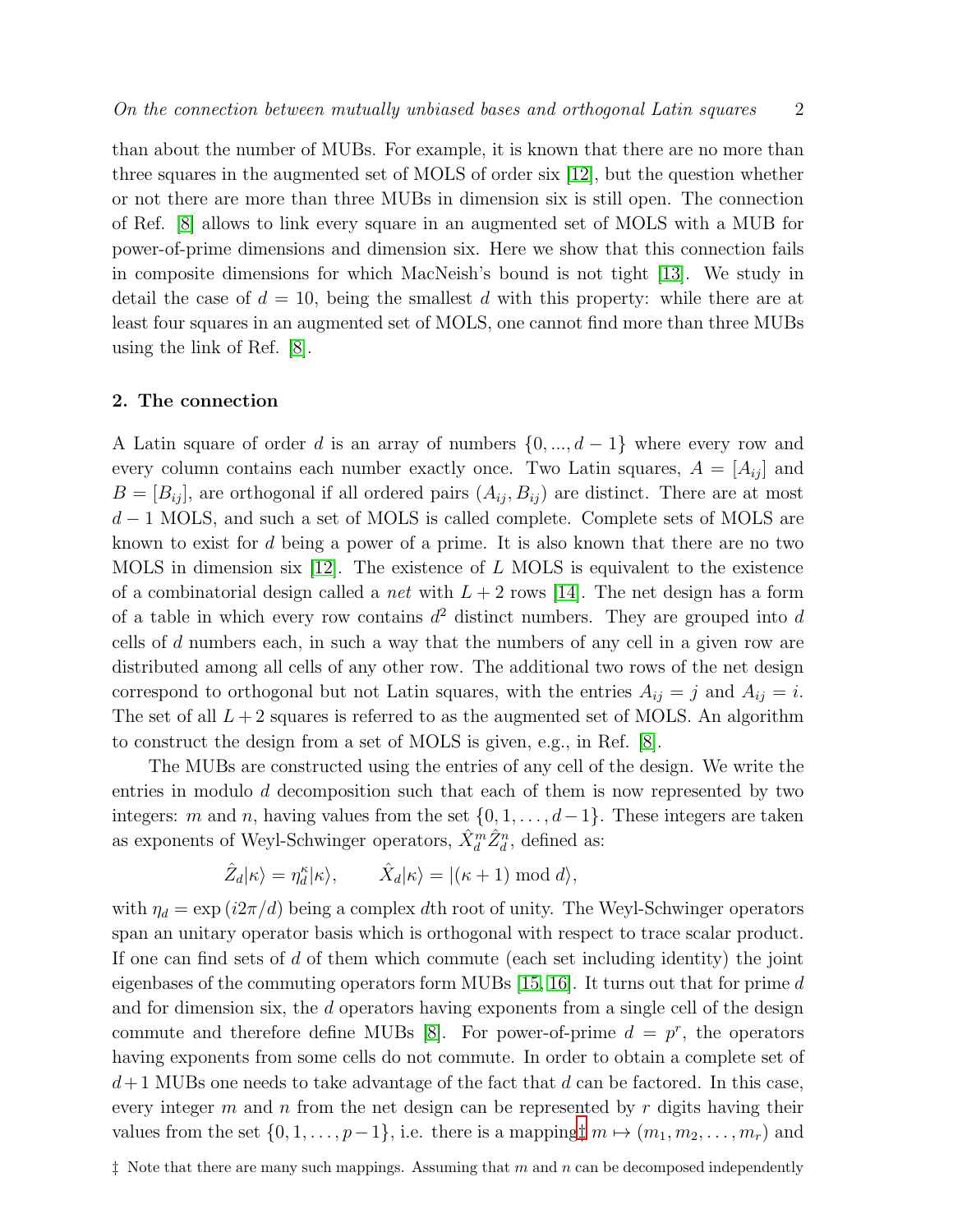than about the number of MUBs. For example, it is known that there are no more than three squares in the augmented set of MOLS of order six [12], but the question whether or not there are more than three MUBs in dimension six is still open. The connection of Ref. [8] allows to link every square in an augmented set of MOLS with a MUB for power-of-prime dimensions and dimension six. Here we show that this connection fails in composite dimensions for which MacNeish's bound is not tight [13]. We study in detail the case of $d = 10$, being the smallest $d$ with this property: while there are at least four squares in an augmented set of MOLS, one cannot find more than three MUBs using the link of Ref. [8].

## 2. The connection

A Latin square of order $d$ is an array of numbers $\{0, ..., d-1\}$ where every row and every column contains each number exactly once. Two Latin squares, $A = [A_{ij}]$ and $B = [B_{ij}]$, are orthogonal if all ordered pairs $(A_{ij}, B_{ij})$ are distinct. There are at most $d-1$ MOLS, and such a set of MOLS is called complete. Complete sets of MOLS are known to exist for $d$ being a power of a prime. It is also known that there are no two MOLS in dimension six [12]. The existence of $L$ MOLS is equivalent to the existence of a combinatorial design called a *net* with $L+2$ rows [14]. The net design has a form of a table in which every row contains $d^2$ distinct numbers. They are grouped into $d$ cells of $d$ numbers each, in such a way that the numbers of any cell in a given row are distributed among all cells of any other row. The additional two rows of the net design correspond to orthogonal but not Latin squares, with the entries $A_{ij} = j$ and $A_{ij} = i$. The set of all $L+2$ squares is referred to as the augmented set of MOLS. An algorithm to construct the design from a set of MOLS is given, e.g., in Ref. [8].

The MUBs are constructed using the entries of any cell of the design. We write the entries in modulo $d$ decomposition such that each of them is now represented by two integers: $m$ and $n$, having values from the set $\{0, 1, \ldots, d-1\}$. These integers are taken as exponents of Weyl-Schwinger operators, $\hat{X}_d^m \hat{Z}_d^n$, defined as:

$$\hat{Z}_d|\kappa\rangle = \eta_d^{\kappa}|\kappa\rangle, \qquad \hat{X}_d|\kappa\rangle = |(\kappa+1) \bmod d\rangle,$$

with $\eta_d = \exp(i2\pi/d)$ being a complex $d$th root of unity. The Weyl-Schwinger operators span an unitary operator basis which is orthogonal with respect to trace scalar product. If one can find sets of $d$ of them which commute (each set including identity) the joint eigenbases of the commuting operators form MUBs [15, 16]. It turns out that for prime $d$ and for dimension six, the $d$ operators having exponents from a single cell of the design commute and therefore define MUBs [8]. For power-of-prime $d = p^r$, the operators having exponents from some cells do not commute. In order to obtain a complete set of $d+1$ MUBs one needs to take advantage of the fact that $d$ can be factored. In this case, every integer $m$ and $n$ from the net design can be represented by $r$ digits having their values from the set $\{0, 1, \ldots, p-1\}$, i.e. there is a mapping‡ $m \mapsto (m_1, m_2, \ldots, m_r)$ and

‡ Note that there are many such mappings. Assuming that $m$ and $n$ can be decomposed independently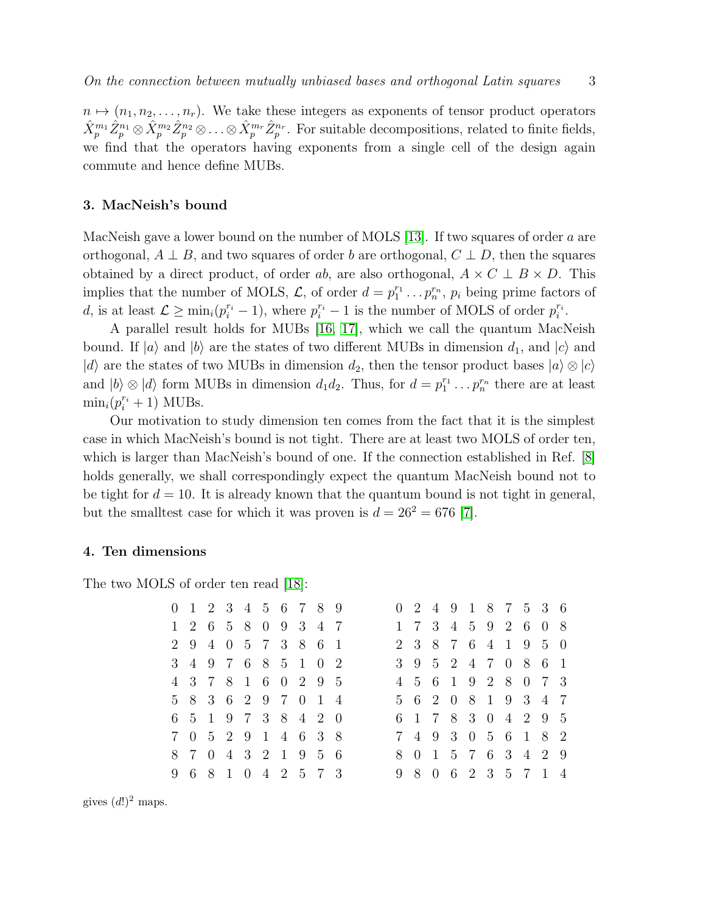$n \mapsto (n_1, n_2, \ldots, n_r)$. We take these integers as exponents of tensor product operators $\hat{X}_p^{m_1}\hat{Z}_p^{n_1} \otimes \hat{X}_p^{m_2}\hat{Z}_p^{n_2} \otimes \ldots \otimes \hat{X}_p^{m_r}\hat{Z}_p^{n_r}$. For suitable decompositions, related to finite fields, we find that the operators having exponents from a single cell of the design again commute and hence define MUBs.

## 3. MacNeish's bound

MacNeish gave a lower bound on the number of MOLS [13]. If two squares of order $a$ are orthogonal, $A \perp B$, and two squares of order $b$ are orthogonal, $C \perp D$, then the squares obtained by a direct product, of order $ab$, are also orthogonal, $A \times C \perp B \times D$. This implies that the number of MOLS, $\mathcal{L}$, of order $d = p_1^{r_1} \ldots p_n^{r_n}$, $p_i$ being prime factors of $d$, is at least $\mathcal{L} \geq \min_i(p_i^{r_i} - 1)$, where $p_i^{r_i} - 1$ is the number of MOLS of order $p_i^{r_i}$.

A parallel result holds for MUBs [16, 17], which we call the quantum MacNeish bound. If $|a\rangle$ and $|b\rangle$ are the states of two different MUBs in dimension $d_1$, and $|c\rangle$ and $|d\rangle$ are the states of two MUBs in dimension $d_2$, then the tensor product bases $|a\rangle \otimes |c\rangle$ and $|b\rangle \otimes |d\rangle$ form MUBs in dimension $d_1 d_2$. Thus, for $d = p_1^{r_1} \ldots p_n^{r_n}$ there are at least $\min_i(p_i^{r_i} + 1)$ MUBs.

Our motivation to study dimension ten comes from the fact that it is the simplest case in which MacNeish's bound is not tight. There are at least two MOLS of order ten, which is larger than MacNeish's bound of one. If the connection established in Ref. [8] holds generally, we shall correspondingly expect the quantum MacNeish bound not to be tight for $d = 10$. It is already known that the quantum bound is not tight in general, but the smalltest case for which it was proven is $d = 26^2 = 676$ [7].

## 4. Ten dimensions

The two MOLS of order ten read [18]:

```
0 1 2 3 4 5 6 7 8 9        0 2 4 9 1 8 7 5 3 6
1 2 6 5 8 0 9 3 4 7        1 7 3 4 5 9 2 6 0 8
2 9 4 0 5 7 3 8 6 1        2 3 8 7 6 4 1 9 5 0
3 4 9 7 6 8 5 1 0 2        3 9 5 2 4 7 0 8 6 1
4 3 7 8 1 6 0 2 9 5        4 5 6 1 9 2 8 0 7 3
5 8 3 6 2 9 7 0 1 4        5 6 2 0 8 1 9 3 4 7
6 5 1 9 7 3 8 4 2 0        6 1 7 8 3 0 4 2 9 5
7 0 5 2 9 1 4 6 3 8        7 4 9 3 0 5 6 1 8 2
8 7 0 4 3 2 1 9 5 6        8 0 1 5 7 6 3 4 2 9
9 6 8 1 0 4 2 5 7 3        9 8 0 6 2 3 5 7 1 4
```

gives $(d!)^2$ maps.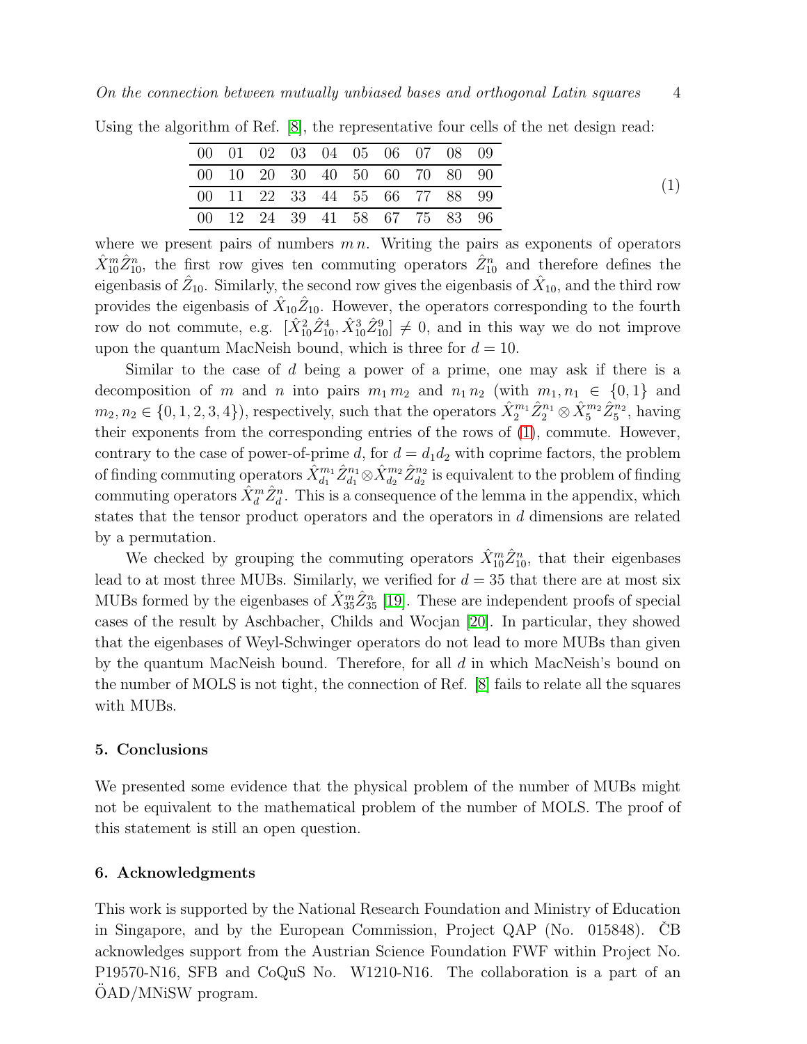Using the algorithm of Ref. [8], the representative four cells of the net design read:

| 00 | 01 | 02 | 03 | 04 | 05 | 06 | 07 | 08 | 09 |
|---|---|---|---|---|---|---|---|---|---|
| 00 | 10 | 20 | 30 | 40 | 50 | 60 | 70 | 80 | 90 |
| 00 | 11 | 22 | 33 | 44 | 55 | 66 | 77 | 88 | 99 |
| 00 | 12 | 24 | 39 | 41 | 58 | 67 | 75 | 83 | 96 |

(1)

where we present pairs of numbers $m\,n$. Writing the pairs as exponents of operators $\hat{X}_{10}^m \hat{Z}_{10}^n$, the first row gives ten commuting operators $\hat{Z}_{10}^n$ and therefore defines the eigenbasis of $\hat{Z}_{10}$. Similarly, the second row gives the eigenbasis of $\hat{X}_{10}$, and the third row provides the eigenbasis of $\hat{X}_{10}\hat{Z}_{10}$. However, the operators corresponding to the fourth row do not commute, e.g. $[\hat{X}_{10}^2 \hat{Z}_{10}^4, \hat{X}_{10}^3 \hat{Z}_{10}^9] \neq 0$, and in this way we do not improve upon the quantum MacNeish bound, which is three for $d = 10$.

Similar to the case of $d$ being a power of a prime, one may ask if there is a decomposition of $m$ and $n$ into pairs $m_1\,m_2$ and $n_1\,n_2$ (with $m_1, n_1 \in \{0, 1\}$ and $m_2, n_2 \in \{0, 1, 2, 3, 4\}$), respectively, such that the operators $\hat{X}_2^{m_1} \hat{Z}_2^{n_1} \otimes \hat{X}_5^{m_2} \hat{Z}_5^{n_2}$, having their exponents from the corresponding entries of the rows of (1), commute. However, contrary to the case of power-of-prime $d$, for $d = d_1 d_2$ with coprime factors, the problem of finding commuting operators $\hat{X}_{d_1}^{m_1} \hat{Z}_{d_1}^{n_1} \otimes \hat{X}_{d_2}^{m_2} \hat{Z}_{d_2}^{n_2}$ is equivalent to the problem of finding commuting operators $\hat{X}_d^m \hat{Z}_d^n$. This is a consequence of the lemma in the appendix, which states that the tensor product operators and the operators in $d$ dimensions are related by a permutation.

We checked by grouping the commuting operators $\hat{X}_{10}^m \hat{Z}_{10}^n$, that their eigenbases lead to at most three MUBs. Similarly, we verified for $d = 35$ that there are at most six MUBs formed by the eigenbases of $\hat{X}_{35}^m \hat{Z}_{35}^n$ [19]. These are independent proofs of special cases of the result by Aschbacher, Childs and Wocjan [20]. In particular, they showed that the eigenbases of Weyl-Schwinger operators do not lead to more MUBs than given by the quantum MacNeish bound. Therefore, for all $d$ in which MacNeish's bound on the number of MOLS is not tight, the connection of Ref. [8] fails to relate all the squares with MUBs.

## 5. Conclusions

We presented some evidence that the physical problem of the number of MUBs might not be equivalent to the mathematical problem of the number of MOLS. The proof of this statement is still an open question.

## 6. Acknowledgments

This work is supported by the National Research Foundation and Ministry of Education in Singapore, and by the European Commission, Project QAP (No. 015848). ČB acknowledges support from the Austrian Science Foundation FWF within Project No. P19570-N16, SFB and CoQuS No. W1210-N16. The collaboration is a part of an ÖAD/MNiSW program.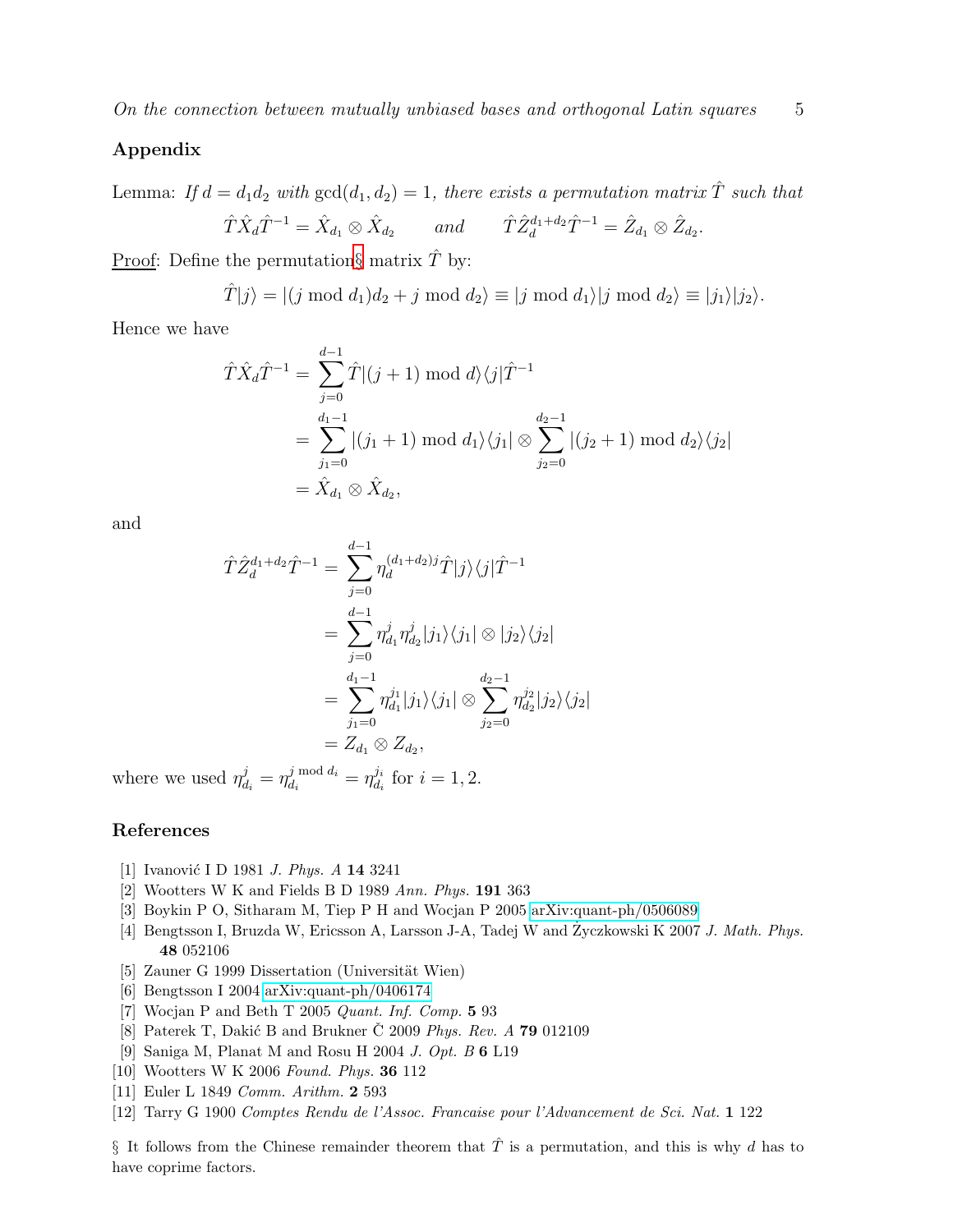## Appendix

Lemma: *If $d = d_1 d_2$ with $\gcd(d_1, d_2) = 1$, there exists a permutation matrix $\hat{T}$ such that*

$$\hat{T}\hat{X}_d\hat{T}^{-1} = \hat{X}_{d_1} \otimes \hat{X}_{d_2} \qquad \textit{and} \qquad \hat{T}\hat{Z}_d^{d_1+d_2}\hat{T}^{-1} = \hat{Z}_{d_1} \otimes \hat{Z}_{d_2}.$$

Proof: Define the permutation§ matrix $\hat{T}$ by:

$$\hat{T}|j\rangle = |(j \bmod d_1)d_2 + j \bmod d_2\rangle \equiv |j \bmod d_1\rangle|j \bmod d_2\rangle \equiv |j_1\rangle|j_2\rangle.$$

Hence we have

$$\begin{aligned}
\hat{T}\hat{X}_d\hat{T}^{-1} &= \sum_{j=0}^{d-1} \hat{T}|(j+1) \bmod d\rangle\langle j|\hat{T}^{-1} \\
&= \sum_{j_1=0}^{d_1-1} |(j_1+1) \bmod d_1\rangle\langle j_1| \otimes \sum_{j_2=0}^{d_2-1} |(j_2+1) \bmod d_2\rangle\langle j_2| \\
&= \hat{X}_{d_1} \otimes \hat{X}_{d_2},
\end{aligned}$$

and

$$\begin{aligned}
\hat{T}\hat{Z}_d^{d_1+d_2}\hat{T}^{-1} &= \sum_{j=0}^{d-1} \eta_d^{(d_1+d_2)j}\hat{T}|j\rangle\langle j|\hat{T}^{-1} \\
&= \sum_{j=0}^{d-1} \eta_{d_1}^j \eta_{d_2}^j |j_1\rangle\langle j_1| \otimes |j_2\rangle\langle j_2| \\
&= \sum_{j_1=0}^{d_1-1} \eta_{d_1}^{j_1}|j_1\rangle\langle j_1| \otimes \sum_{j_2=0}^{d_2-1} \eta_{d_2}^{j_2}|j_2\rangle\langle j_2| \\
&= Z_{d_1} \otimes Z_{d_2},
\end{aligned}$$

where we used $\eta_{d_i}^j = \eta_{d_i}^{j \bmod d_i} = \eta_{d_i}^{j_i}$ for $i = 1, 2$.

## References

[1] Ivanović I D 1981 *J. Phys. A* **14** 3241

[2] Wootters W K and Fields B D 1989 *Ann. Phys.* **191** 363

[3] Boykin P O, Sitharam M, Tiep P H and Wocjan P 2005 arXiv:quant-ph/0506089

[4] Bengtsson I, Bruzda W, Ericsson A, Larsson J-A, Tadej W and Życzkowski K 2007 *J. Math. Phys.* **48** 052106

[5] Zauner G 1999 Dissertation (Universität Wien)

[6] Bengtsson I 2004 arXiv:quant-ph/0406174

[7] Wocjan P and Beth T 2005 *Quant. Inf. Comp.* **5** 93

[8] Paterek T, Dakić B and Brukner Č 2009 *Phys. Rev. A* **79** 012109

[9] Saniga M, Planat M and Rosu H 2004 *J. Opt. B* **6** L19

[10] Wootters W K 2006 *Found. Phys.* **36** 112

[11] Euler L 1849 *Comm. Arithm.* **2** 593

[12] Tarry G 1900 *Comptes Rendu de l'Assoc. Francaise pour l'Advancement de Sci. Nat.* **1** 122

§ It follows from the Chinese remainder theorem that $\hat{T}$ is a permutation, and this is why $d$ has to have coprime factors.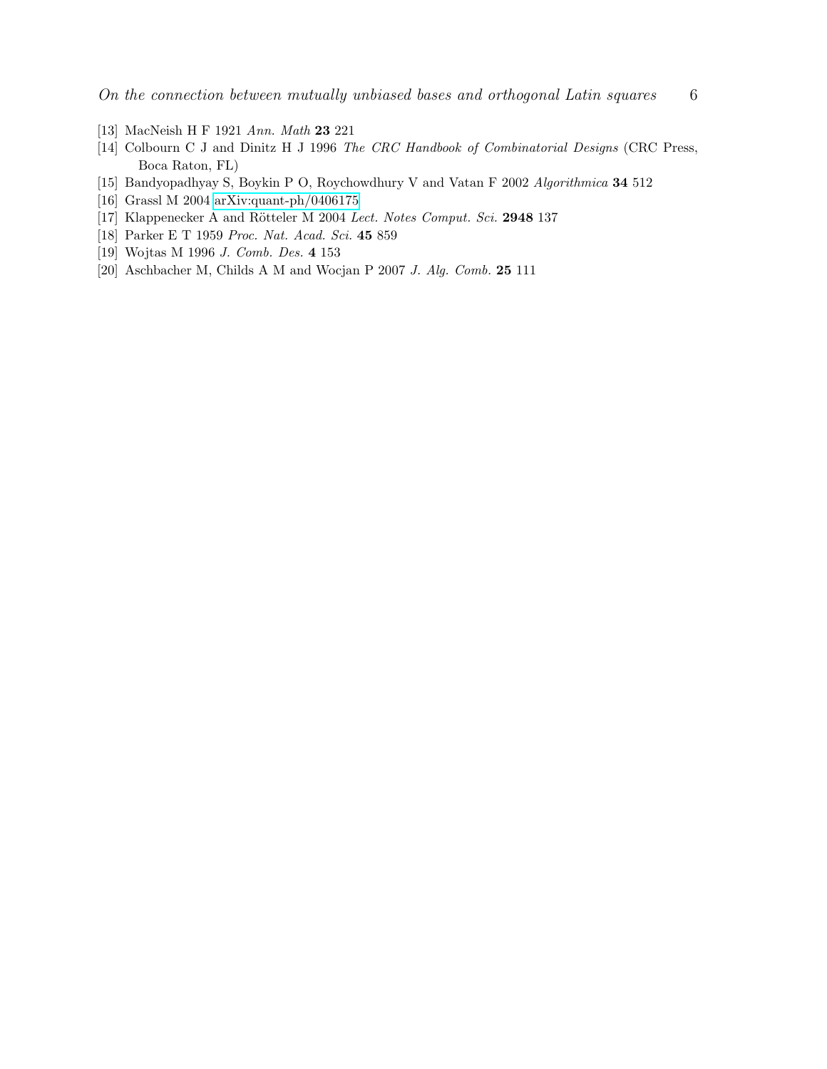[13] MacNeish H F 1921 *Ann. Math* **23** 221

[14] Colbourn C J and Dinitz H J 1996 *The CRC Handbook of Combinatorial Designs* (CRC Press, Boca Raton, FL)

[15] Bandyopadhyay S, Boykin P O, Roychowdhury V and Vatan F 2002 *Algorithmica* **34** 512

[16] Grassl M 2004 arXiv:quant-ph/0406175

[17] Klappenecker A and Rötteler M 2004 *Lect. Notes Comput. Sci.* **2948** 137

[18] Parker E T 1959 *Proc. Nat. Acad. Sci.* **45** 859

[19] Wojtas M 1996 *J. Comb. Des.* **4** 153

[20] Aschbacher M, Childs A M and Wocjan P 2007 *J. Alg. Comb.* **25** 111